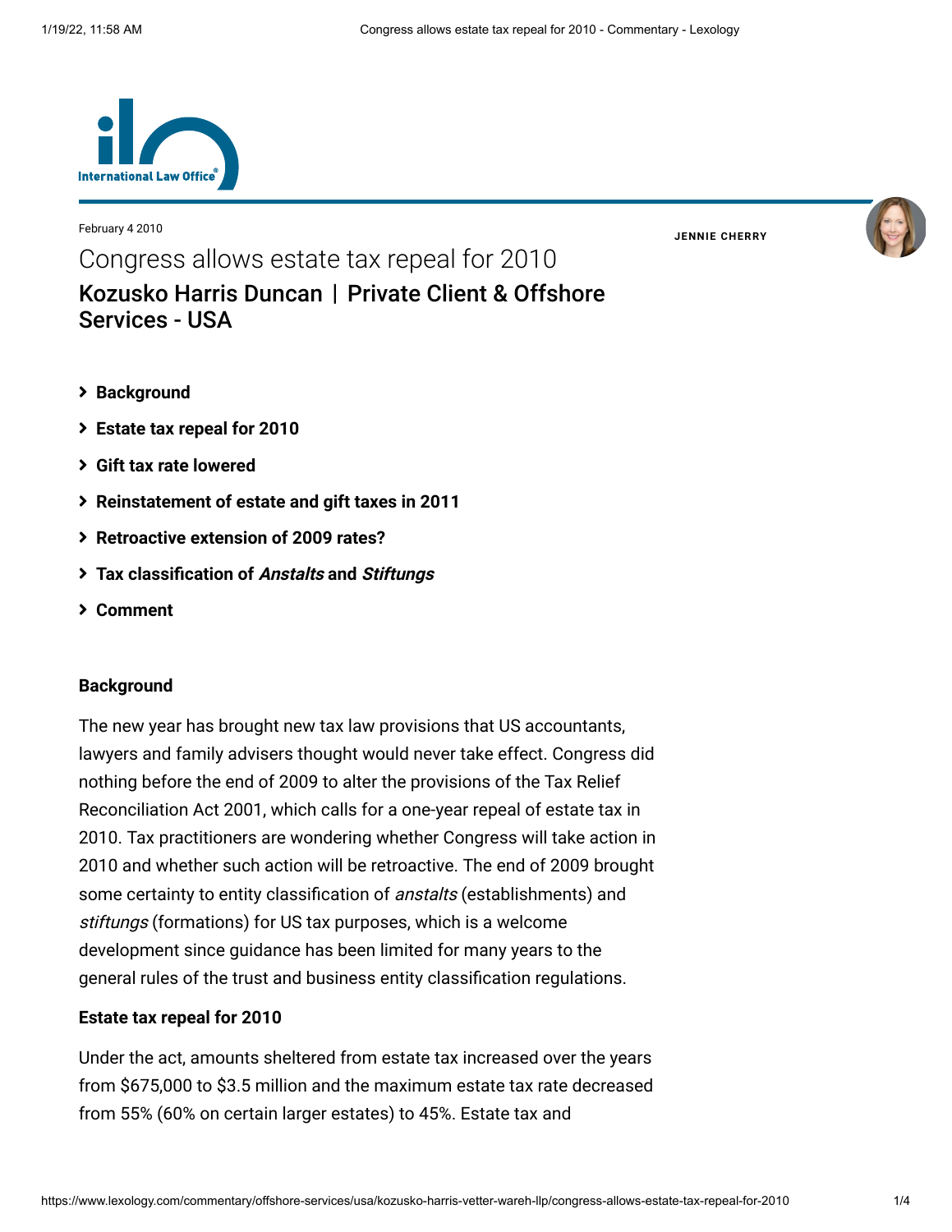February 4 2010

JENNIE CHERRY

# Congress allows estate tax repeal for 2010

## Kozusko Harris Duncan | Private Client & Offshore Services - USA

- Background
- Estate tax repeal for 2010
- Gift tax rate lowered
- Reinstatement of estate and gift taxes in 2011
- Retroactive extension of 2009 rates?
- Tax classification of *Anstalts* and *Stiftungs*
- Comment

### Background

The new year has brought new tax law provisions that US accountants, lawyers and family advisers thought would never take effect. Congress did nothing before the end of 2009 to alter the provisions of the Tax Relief Reconciliation Act 2001, which calls for a one-year repeal of estate tax in 2010. Tax practitioners are wondering whether Congress will take action in 2010 and whether such action will be retroactive. The end of 2009 brought some certainty to entity classification of *anstalts* (establishments) and *stiftungs* (formations) for US tax purposes, which is a welcome development since guidance has been limited for many years to the general rules of the trust and business entity classification regulations.

### Estate tax repeal for 2010

Under the act, amounts sheltered from estate tax increased over the years from $675,000 to $3.5 million and the maximum estate tax rate decreased from 55% (60% on certain larger estates) to 45%. Estate tax and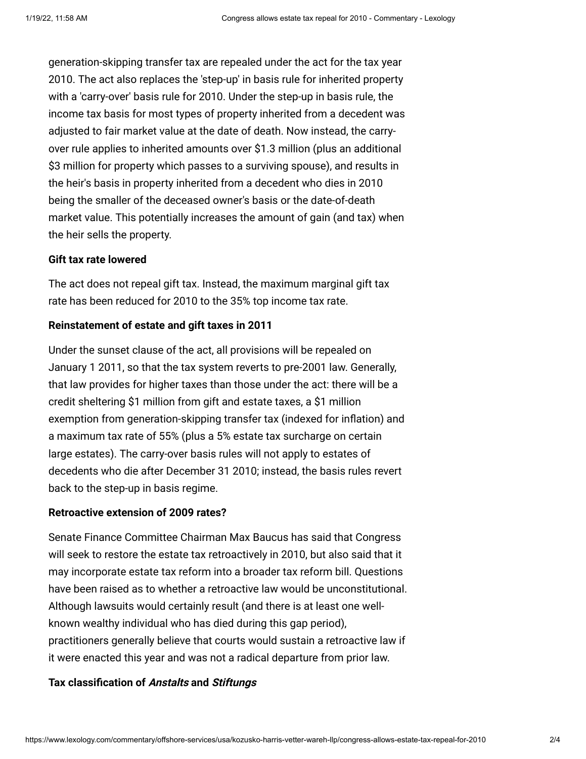generation-skipping transfer tax are repealed under the act for the tax year 2010. The act also replaces the 'step-up' in basis rule for inherited property with a 'carry-over' basis rule for 2010. Under the step-up in basis rule, the income tax basis for most types of property inherited from a decedent was adjusted to fair market value at the date of death. Now instead, the carry-over rule applies to inherited amounts over $1.3 million (plus an additional $3 million for property which passes to a surviving spouse), and results in the heir's basis in property inherited from a decedent who dies in 2010 being the smaller of the deceased owner's basis or the date-of-death market value. This potentially increases the amount of gain (and tax) when the heir sells the property.

**Gift tax rate lowered**

The act does not repeal gift tax. Instead, the maximum marginal gift tax rate has been reduced for 2010 to the 35% top income tax rate.

**Reinstatement of estate and gift taxes in 2011**

Under the sunset clause of the act, all provisions will be repealed on January 1 2011, so that the tax system reverts to pre-2001 law. Generally, that law provides for higher taxes than those under the act: there will be a credit sheltering $1 million from gift and estate taxes, a $1 million exemption from generation-skipping transfer tax (indexed for inflation) and a maximum tax rate of 55% (plus a 5% estate tax surcharge on certain large estates). The carry-over basis rules will not apply to estates of decedents who die after December 31 2010; instead, the basis rules revert back to the step-up in basis regime.

**Retroactive extension of 2009 rates?**

Senate Finance Committee Chairman Max Baucus has said that Congress will seek to restore the estate tax retroactively in 2010, but also said that it may incorporate estate tax reform into a broader tax reform bill. Questions have been raised as to whether a retroactive law would be unconstitutional. Although lawsuits would certainly result (and there is at least one well-known wealthy individual who has died during this gap period), practitioners generally believe that courts would sustain a retroactive law if it were enacted this year and was not a radical departure from prior law.

**Tax classification of *Anstalts* and *Stiftungs***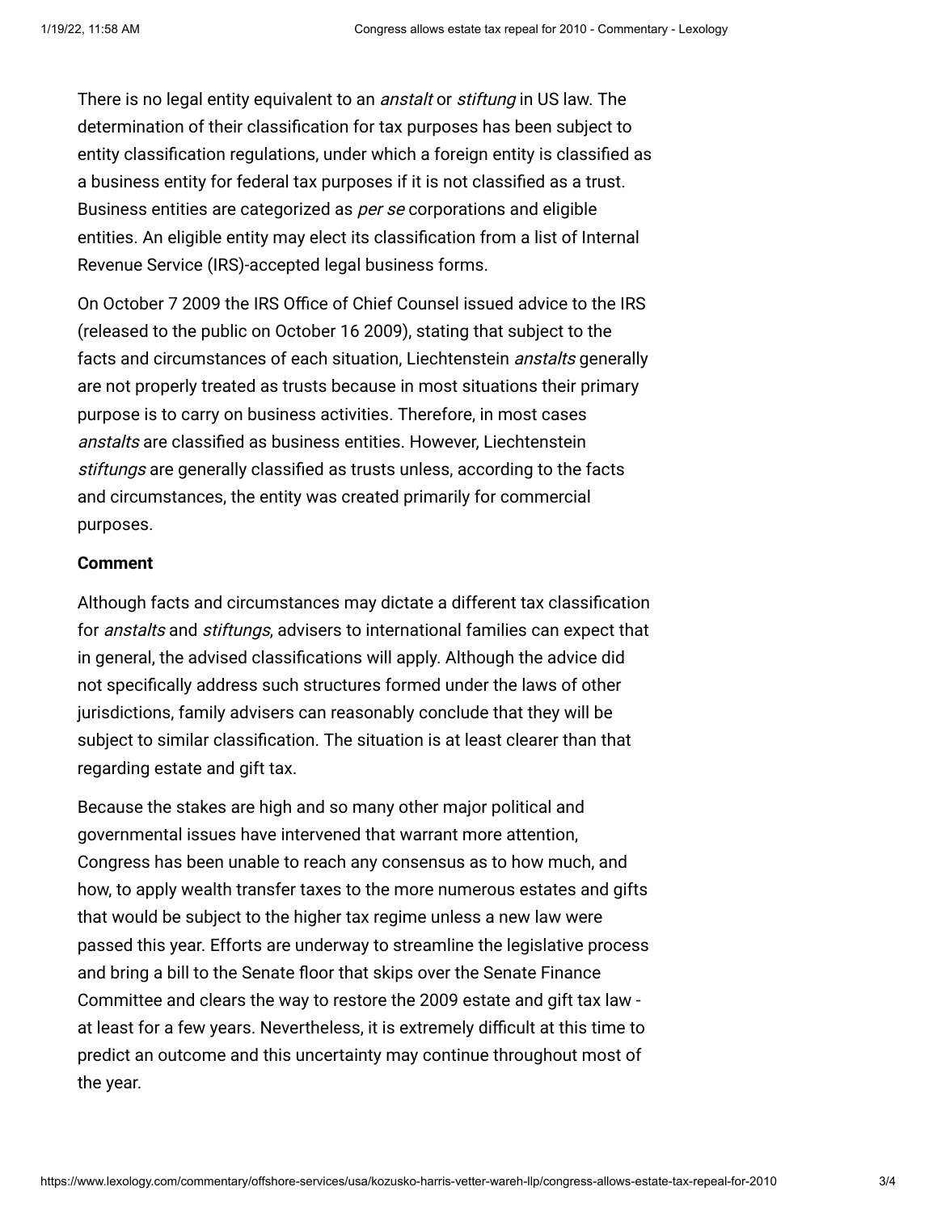There is no legal entity equivalent to an *anstalt* or *stiftung* in US law. The determination of their classification for tax purposes has been subject to entity classification regulations, under which a foreign entity is classified as a business entity for federal tax purposes if it is not classified as a trust. Business entities are categorized as *per se* corporations and eligible entities. An eligible entity may elect its classification from a list of Internal Revenue Service (IRS)-accepted legal business forms.

On October 7 2009 the IRS Office of Chief Counsel issued advice to the IRS (released to the public on October 16 2009), stating that subject to the facts and circumstances of each situation, Liechtenstein *anstalts* generally are not properly treated as trusts because in most situations their primary purpose is to carry on business activities. Therefore, in most cases *anstalts* are classified as business entities. However, Liechtenstein *stiftungs* are generally classified as trusts unless, according to the facts and circumstances, the entity was created primarily for commercial purposes.

**Comment**

Although facts and circumstances may dictate a different tax classification for *anstalts* and *stiftungs*, advisers to international families can expect that in general, the advised classifications will apply. Although the advice did not specifically address such structures formed under the laws of other jurisdictions, family advisers can reasonably conclude that they will be subject to similar classification. The situation is at least clearer than that regarding estate and gift tax.

Because the stakes are high and so many other major political and governmental issues have intervened that warrant more attention, Congress has been unable to reach any consensus as to how much, and how, to apply wealth transfer taxes to the more numerous estates and gifts that would be subject to the higher tax regime unless a new law were passed this year. Efforts are underway to streamline the legislative process and bring a bill to the Senate floor that skips over the Senate Finance Committee and clears the way to restore the 2009 estate and gift tax law - at least for a few years. Nevertheless, it is extremely difficult at this time to predict an outcome and this uncertainty may continue throughout most of the year.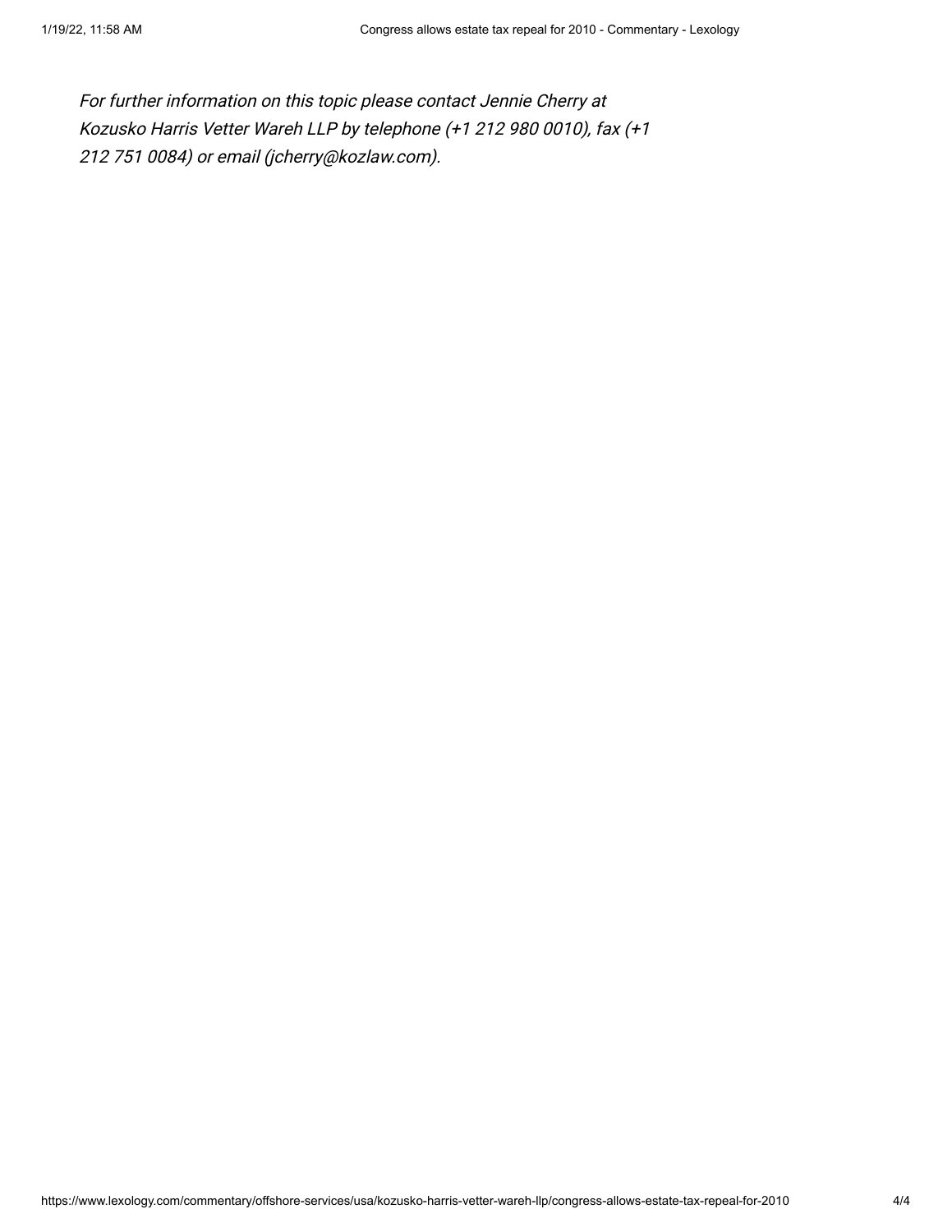*For further information on this topic please contact Jennie Cherry at Kozusko Harris Vetter Wareh LLP by telephone (+1 212 980 0010), fax (+1 212 751 0084) or email (jcherry@kozlaw.com).*